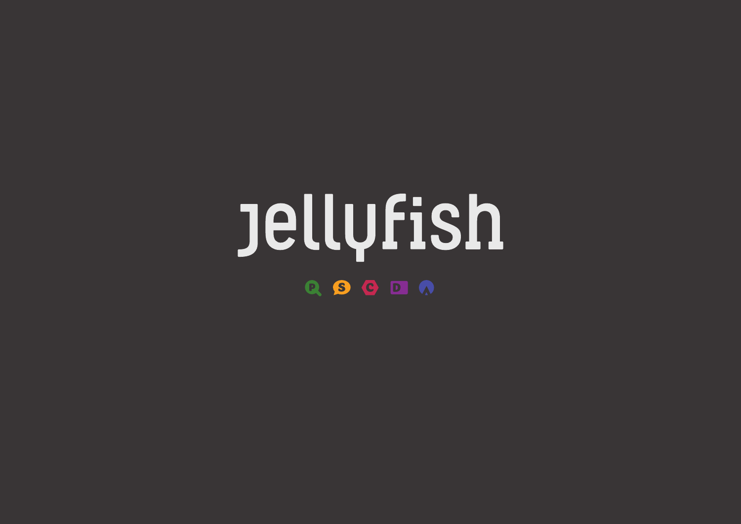# jellyfish

P S C D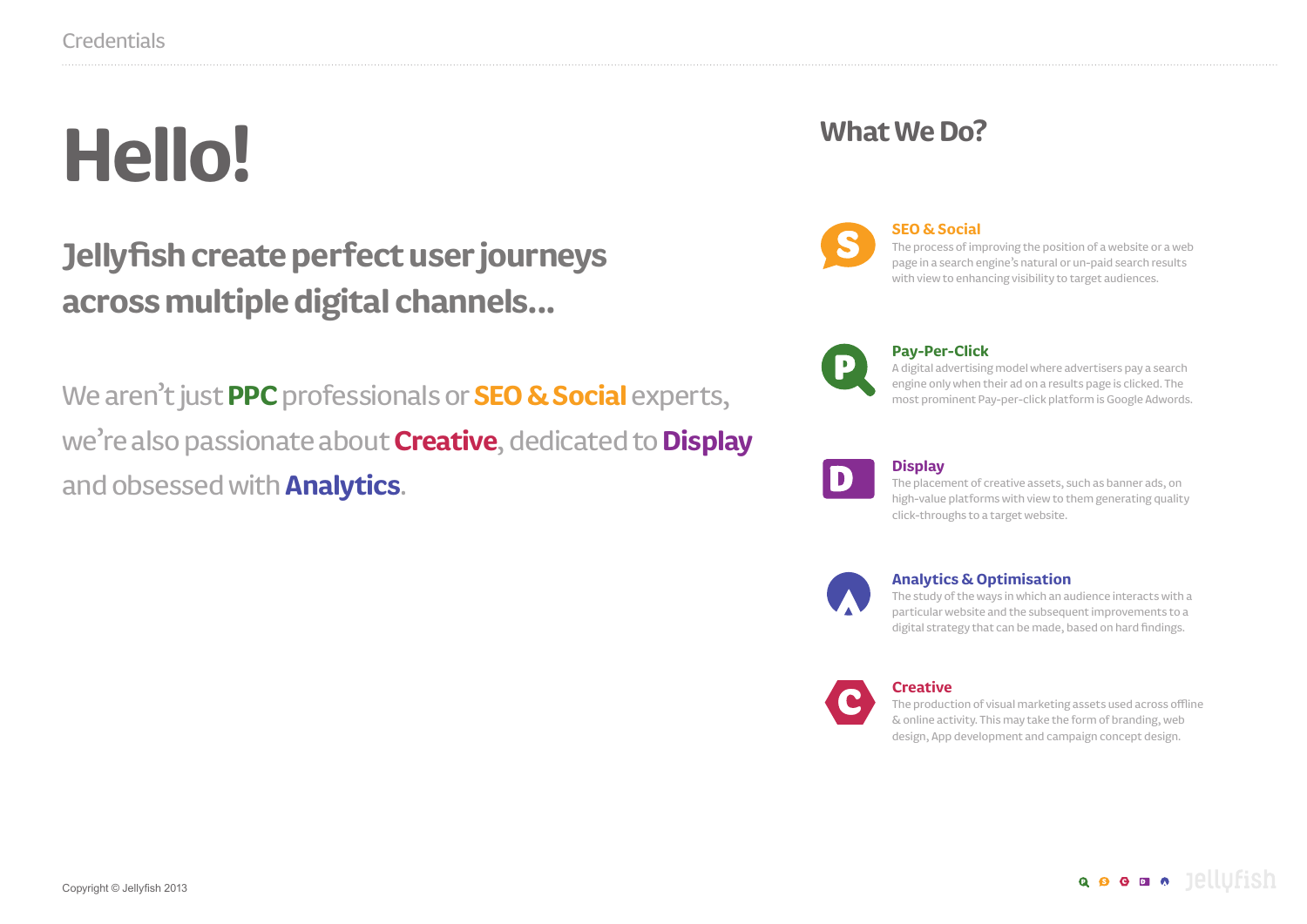# Hello!

## Jellyfish create perfect user journeys across multiple digital channels...

We aren't just **PPC** professionals or **SEO & Social** experts, we're also passionate about **Creative**, dedicated to **Display** and obsessed with **Analytics**.

## What We Do?

### SEO & Social

The process of improving the position of a website or a web page in a search engine's natural or un-paid search results with view to enhancing visibility to target audiences.

### Pay-Per-Click

A digital advertising model where advertisers pay a search engine only when their ad on a results page is clicked. The most prominent Pay-per-click platform is Google Adwords.

### Display

The placement of creative assets, such as banner ads, on high-value platforms with view to them generating quality click-throughs to a target website.

### Analytics & Optimisation

The study of the ways in which an audience interacts with a particular website and the subsequent improvements to a digital strategy that can be made, based on hard findings.

### Creative

The production of visual marketing assets used across offline & online activity. This may take the form of branding, web design, App development and campaign concept design.

Copyright © Jellyfish 2013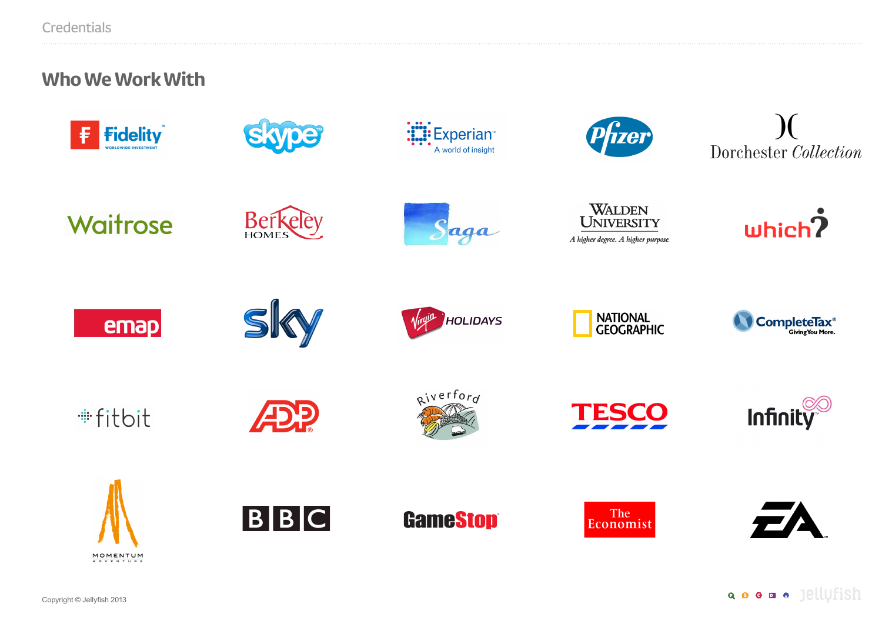Credentials

## Who We Work With

Fidelity Worldwide Investment

Skype

Experian – A world of insight

Pfizer

Dorchester Collection

Waitrose

Berkeley Homes

Saga

Walden University – A higher degree. A higher purpose.

which?

emap

sky

Virgin Holidays

National Geographic

CompleteTax® – Giving You More.

fitbit

ADP®

Riverford

TESCO

Infinity

Momentum Adventure

BBC

GameStop

The Economist

EA

Copyright © Jellyfish 2013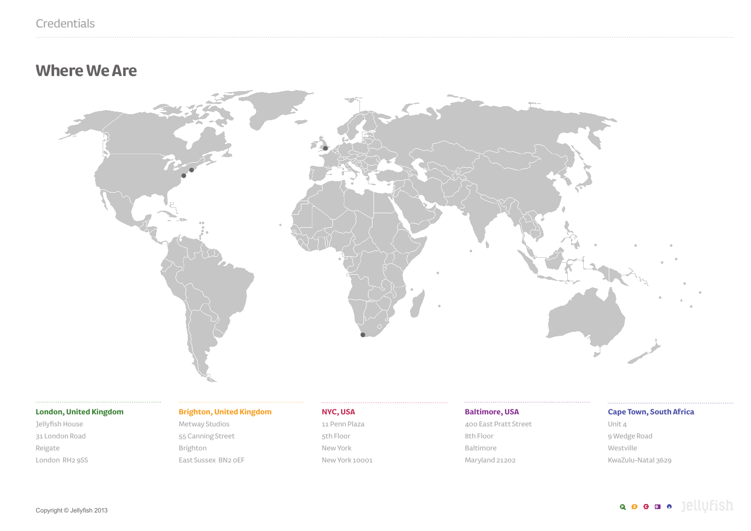Credentials

# Where We Are

### London, United Kingdom
Jellyfish House
31 London Road
Reigate
London RH2 9SS

### Brighton, United Kingdom
Metway Studios
55 Canning Street
Brighton
East Sussex BN2 0EF

### NYC, USA
11 Penn Plaza
5th Floor
New York
New York 10001

### Baltimore, USA
400 East Pratt Street
8th Floor
Baltimore
Maryland 21202

### Cape Town, South Africa
Unit 4
9 Wedge Road
Westville
KwaZulu-Natal 3629

Copyright © Jellyfish 2013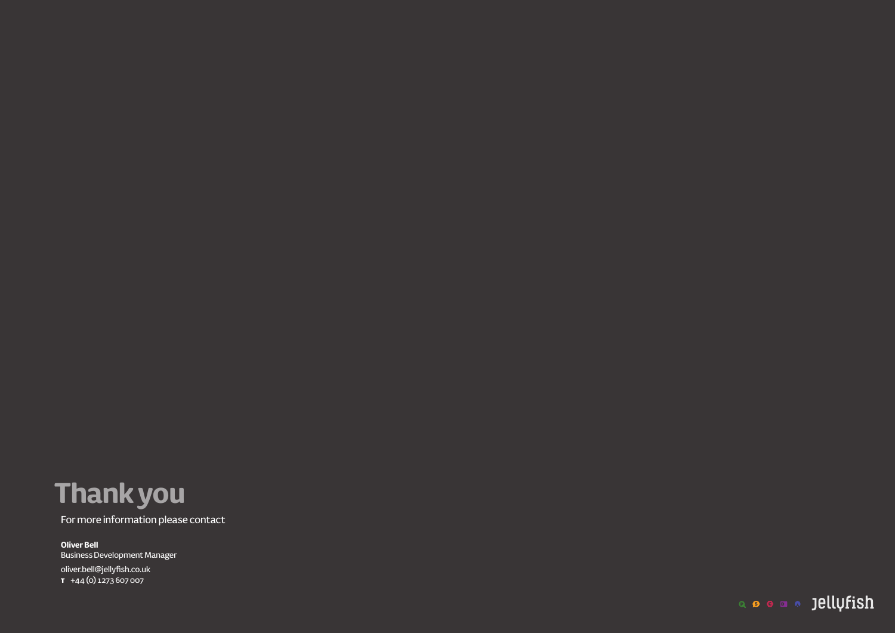# Thank you

For more information please contact

**Oliver Bell**
Business Development Manager

oliver.bell@jellyfish.co.uk
T +44 (0) 1273 607 007

jellyfish